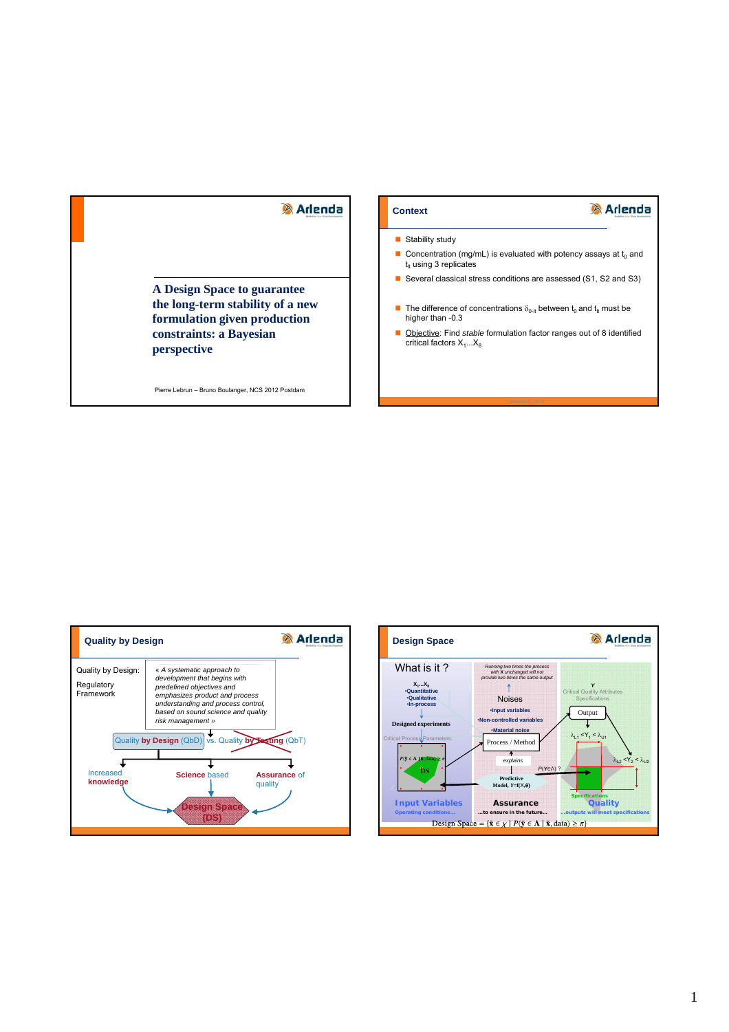# A Design Space to guarantee the long-term stability of a new formulation given production constraints: a Bayesian perspective

Pierre Lebrun – Bruno Boulanger, NCS 2012 Postdam

## Context

- Stability study
- Concentration (mg/mL) is evaluated with potency assays at $t_0$ and $t_{lt}$ using 3 replicates
- Several classical stress conditions are assessed (S1, S2 and S3)
- The difference of concentrations $\delta_{0\text{-}lt}$ between $t_0$ and $t_{lt}$ must be higher than -0.3
- Objective: Find *stable* formulation factor ranges out of 8 identified critical factors $X_1 \ldots X_8$

## Quality by Design

Quality by Design: Regulatory Framework

*« A systematic approach to development that begins with predefined objectives and emphasizes product and process understanding and process control, based on sound science and quality risk management »*

Quality **by Design** (QbD) vs. Quality by Testing (QbT)

- Increased **knowledge**
- **Science** based
- **Assurance** of quality

Design Space (DS)

## Design Space

What is it ?

$X_1 \ldots X_8$
- •Quantitative
- •Qualitative
- •In-process

Designed experiments

Critical Process Parameters:

$P(\tilde{y} \in \Lambda \mid \tilde{x}, data) \geq \pi$

DS

*Running two times the process with X unchanged will not provide two times the same output*

Noises
- •Input variables
- •Non-controlled variables
- •Material noise

Process / Method

explains

Predictive Model, $Y=f(X,\theta)$

$P(Y \in \Lambda)$ ?

Y

Critical Quality Attributes Specifications

Output

$\lambda_{L1} < Y_1 < \lambda_{U1}$

$\lambda_{L2} < Y_2 < \lambda_{U2}$

Specifications

**Input Variables** — Operating conditions...

**Assurance** — ...to ensure in the future...

**Quality** — ...outputs will meet specifications

$$\text{Design Space} = \{\tilde{x} \in \chi \mid P(\tilde{y} \in \Lambda \mid \tilde{x}, \text{data}) \geq \pi\}$$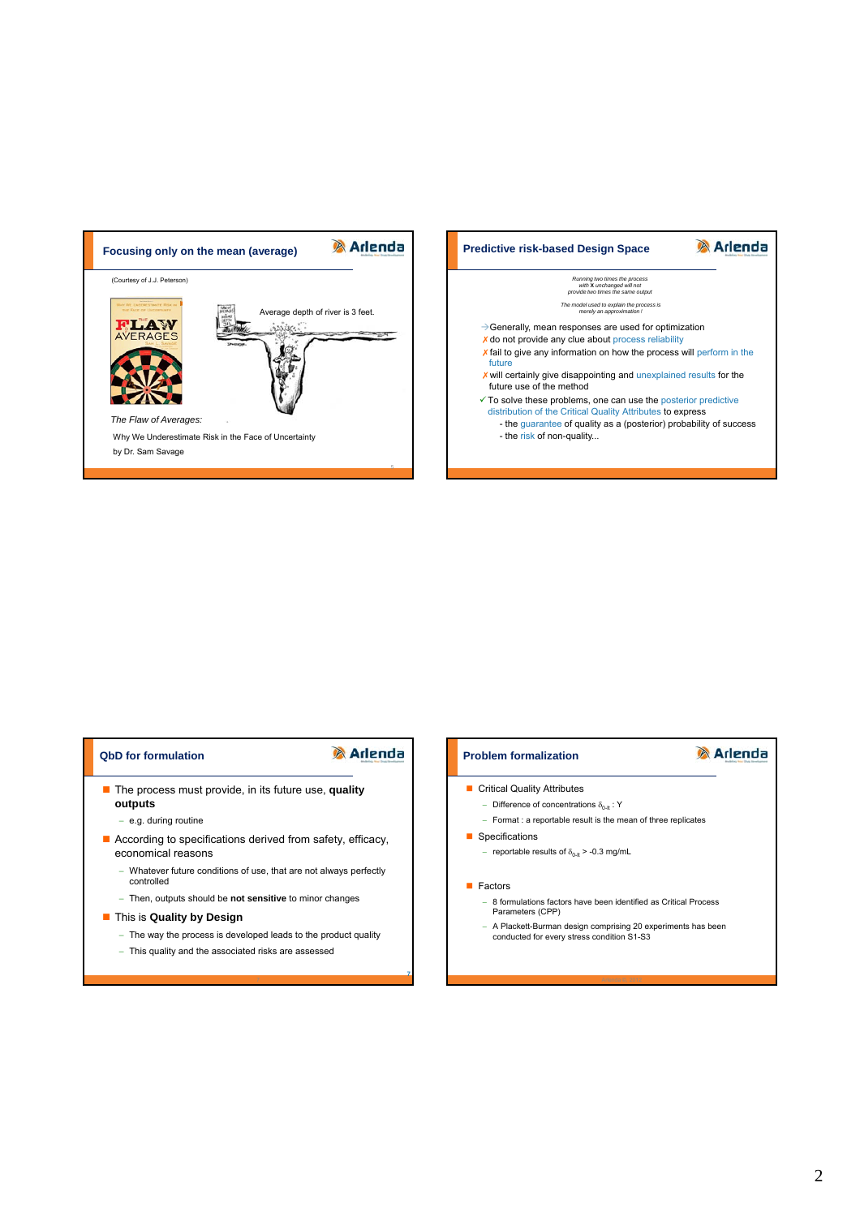## Focusing only on the mean (average)

(Courtesy of J.J. Peterson)

Average depth of river is 3 feet.

*The Flaw of Averages:*

Why We Underestimate Risk in the Face of Uncertainty

by Dr. Sam Savage

## Predictive risk-based Design Space

*Running two times the process with X unchanged will not provide two times the same output*

*The model used to explain the process is merely an approximation !*

→ Generally, mean responses are used for optimization

✗ do not provide any clue about process reliability

✗ fail to give any information on how the process will perform in the future

✗ will certainly give disappointing and unexplained results for the future use of the method

✓ To solve these problems, one can use the posterior predictive distribution of the Critical Quality Attributes to express

- the guarantee of quality as a (posterior) probability of success
- the risk of non-quality...

## QbD for formulation

- The process must provide, in its future use, **quality outputs**
  - e.g. during routine
- According to specifications derived from safety, efficacy, economical reasons
  - Whatever future conditions of use, that are not always perfectly controlled
  - Then, outputs should be **not sensitive** to minor changes
- This is **Quality by Design**
  - The way the process is developed leads to the product quality
  - This quality and the associated risks are assessed

## Problem formalization

- Critical Quality Attributes
  - Difference of concentrations $\delta_{0\text{-}it}$ : Y
  - Format : a reportable result is the mean of three replicates
- Specifications
  - reportable results of $\delta_{0\text{-}it}$ > -0.3 mg/mL
- Factors
  - 8 formulations factors have been identified as Critical Process Parameters (CPP)
  - A Plackett-Burman design comprising 20 experiments has been conducted for every stress condition S1-S3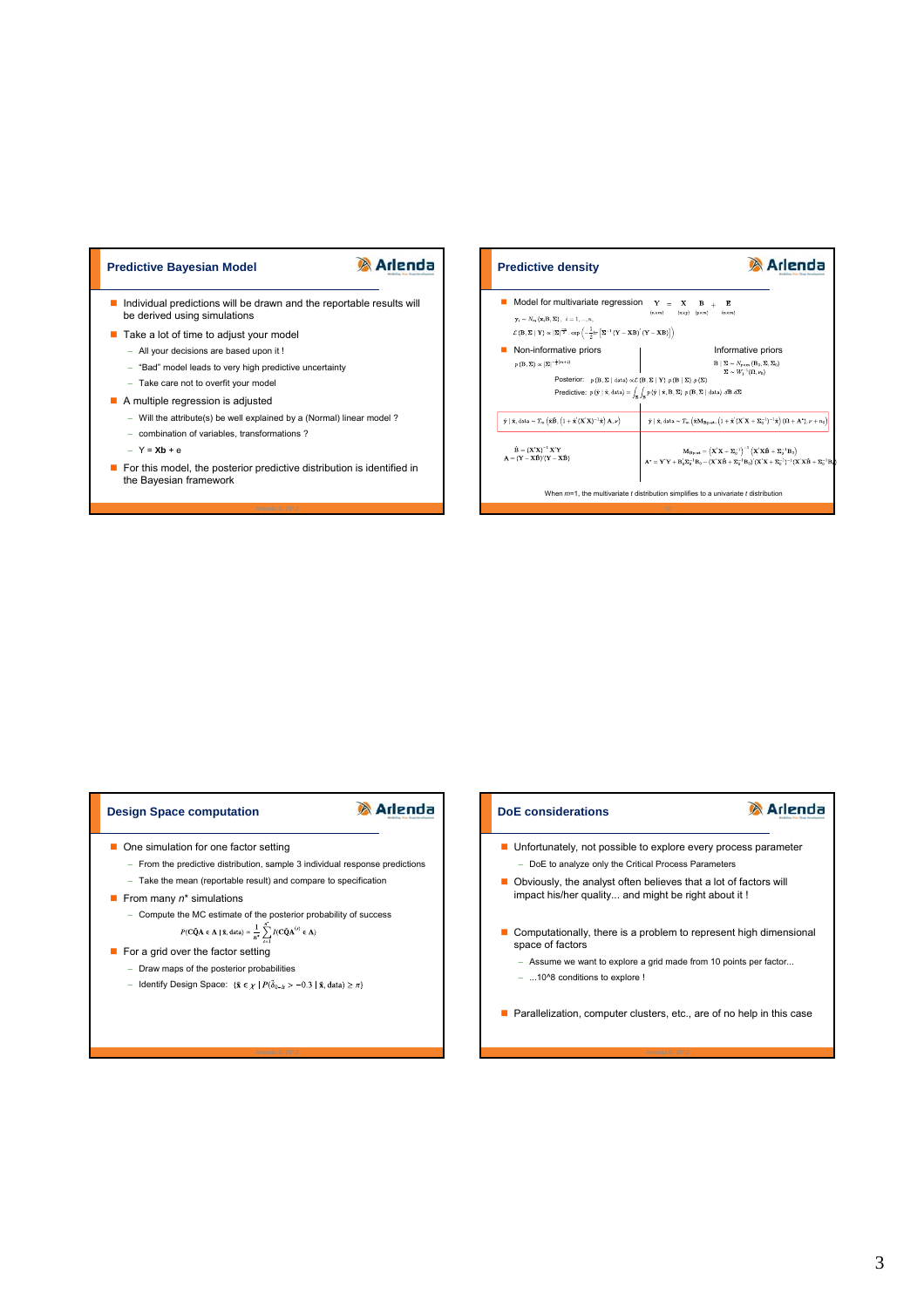## Predictive Bayesian Model

- Individual predictions will be drawn and the reportable results will be derived using simulations
- Take a lot of time to adjust your model
  - All your decisions are based upon it !
  - "Bad" model leads to very high predictive uncertainty
  - Take care not to overfit your model
- A multiple regression is adjusted
  - Will the attribute(s) be well explained by a (Normal) linear model ?
  - combination of variables, transformations ?
  - **Y** = **Xb** + e
- For this model, the posterior predictive distribution is identified in the Bayesian framework

## Predictive density

- Model for multivariate regression $\underset{(n \times m)}{\mathbf{Y}} = \underset{(n \times p)}{\mathbf{X}} \underset{(p \times m)}{\mathbf{B}} + \underset{(n \times m)}{\mathbf{E}}$

$\mathbf{y}_i \sim N_m(\mathbf{x}_i \mathbf{B}, \Sigma), \; i = 1, \ldots, n,$

$\mathcal{L}(\mathbf{B}, \Sigma \mid \mathbf{Y}) \propto |\Sigma|^{-\frac{n}{2}} \exp\left(-\frac{1}{2} tr\left[\Sigma^{-1}(\mathbf{Y} - \mathbf{X}\mathbf{B})'(\mathbf{Y} - \mathbf{X}\mathbf{B})\right]\right)$

- Non-informative priors

$p(\mathbf{B}, \Sigma) \propto |\Sigma|^{-\frac{1}{2}(m+1)}$

Informative priors

$\mathbf{B} \mid \Sigma \sim N_{p \times m}(\mathbf{B}_0, \Sigma, \Sigma_0)$

$\Sigma \sim W_1^{-1}(\Omega, \nu_0)$

Posterior: $p(\mathbf{B}, \Sigma \mid \text{data}) \propto \mathcal{L}(\mathbf{B}, \Sigma \mid \mathbf{Y}) \, p(\mathbf{B} \mid \Sigma) \, p(\Sigma)$

Predictive: $p(\tilde{\mathbf{y}} \mid \tilde{\mathbf{x}}, \text{data}) = \int_{\Sigma} \int_{\mathbf{B}} p(\tilde{\mathbf{y}} \mid \tilde{\mathbf{x}}, \mathbf{B}, \Sigma) \, p(\mathbf{B}, \Sigma \mid \text{data}) \, d\mathbf{B} \, d\Sigma$

Non-informative:

$\tilde{\mathbf{y}} \mid \tilde{\mathbf{x}}, \text{data} \sim \mathcal{T}_m\left(\tilde{\mathbf{x}}\hat{\mathbf{B}}, \left(1 + \tilde{\mathbf{x}}'(\mathbf{X}'\mathbf{X})^{-1}\tilde{\mathbf{x}}\right) \mathbf{A}, \nu\right)$

$\hat{\mathbf{B}} = (\mathbf{X}'\mathbf{X})^{-1}\mathbf{X}'\mathbf{Y}$

$\mathbf{A} = (\mathbf{Y} - \mathbf{X}\hat{\mathbf{B}})'(\mathbf{Y} - \mathbf{X}\hat{\mathbf{B}})$

Informative:

$\tilde{\mathbf{y}} \mid \tilde{\mathbf{x}}, \text{data} \sim \mathcal{T}_m\left(\tilde{\mathbf{x}}\mathbf{M}_{\mathbf{B}|post}, \left(1 + \tilde{\mathbf{x}}'(\mathbf{X}'\mathbf{X} + \Sigma_0^{-1})^{-1}\tilde{\mathbf{x}}\right)(\Omega + \mathbf{A}^*), \nu + n_0\right)$

$\mathbf{M}_{\mathbf{B}|post} = \left(\mathbf{X}'\mathbf{X} + \Sigma_0^{-1}\right)^{-1}\left(\mathbf{X}'\mathbf{X}\hat{\mathbf{B}} + \Sigma_0^{-1}\mathbf{B}_0\right)$

$\mathbf{A}^* = \mathbf{Y}'\mathbf{Y} + \mathbf{B}_0'\Sigma_0^{-1}\mathbf{B}_0 - (\mathbf{X}'\mathbf{X}\hat{\mathbf{B}} + \Sigma_0^{-1}\mathbf{B}_0)'(\mathbf{X}'\mathbf{X} + \Sigma_0^{-1})^{-1}(\mathbf{X}'\mathbf{X}\hat{\mathbf{B}} + \Sigma_0^{-1}\mathbf{B}_0)$

When $m$=1, the multivariate $t$ distribution simplifies to a univariate $t$ distribution

## Design Space computation

- One simulation for one factor setting
  - From the predictive distribution, sample 3 individual response predictions
  - Take the mean (reportable result) and compare to specification
- From many $n^*$ simulations
  - Compute the MC estimate of the posterior probability of success

$$P(\mathbf{C}\tilde{\mathbf{Q}}\mathbf{A} \in \Lambda \mid \tilde{\mathbf{x}}, \text{data}) \approx \frac{1}{n^*}\sum_{s=1}^{n^*} I(\mathbf{C}\tilde{\mathbf{Q}}\mathbf{A}^{(s)} \in \Lambda)$$

- For a grid over the factor setting
  - Draw maps of the posterior probabilities
  - Identify Design Space: $\{\tilde{\mathbf{x}} \in \chi \mid P(\tilde{\delta}_{0-h} > -0.3 \mid \tilde{\mathbf{x}}, \text{data}) \geq \pi\}$

## DoE considerations

- Unfortunately, not possible to explore every process parameter
  - DoE to analyze only the Critical Process Parameters
- Obviously, the analyst often believes that a lot of factors will impact his/her quality... and might be right about it !
- Computationally, there is a problem to represent high dimensional space of factors
  - Assume we want to explore a grid made from 10 points per factor...
  - ...10^8 conditions to explore !
- Parallelization, computer clusters, etc., are of no help in this case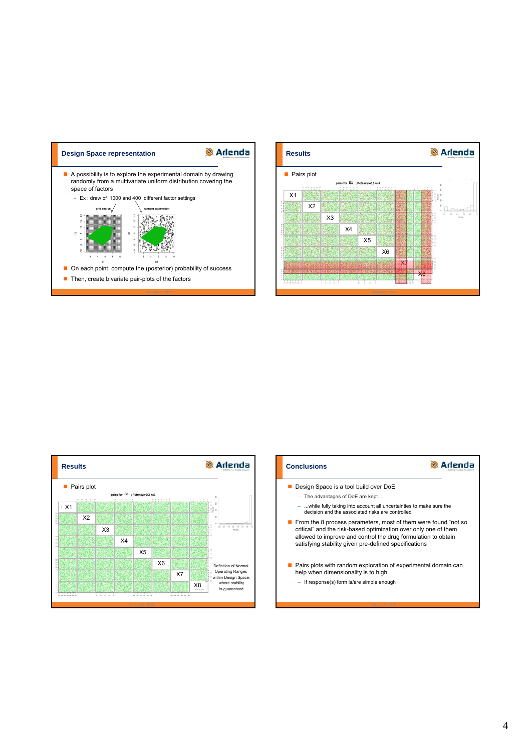## Design Space representation

- A possibility is to explore the experimental domain by drawing randomly from a multivariate uniform distribution covering the space of factors
  - Ex : draw of 1000 and 400 different factor settings
- On each point, compute the (posterior) probability of success
- Then, create bivariate pair-plots of the factors

## Results

- Pairs plot

## Results

- Pairs plot

Definition of Normal Operating Ranges within Design Space, where stability is guaranteed

## Conclusions

- Design Space is a tool build over DoE
  - The advantages of DoE are kept...
  - ...while fully taking into account all uncertainties to make sure the decision and the associated risks are controlled
- From the 8 process parameters, most of them were found "not so critical" and the risk-based optimization over only one of them allowed to improve and control the drug formulation to obtain satisfying stability given pre-defined specifications
- Pairs plots with random exploration of experimental domain can help when dimensionality is to high
  - If response(s) form is/are simple enough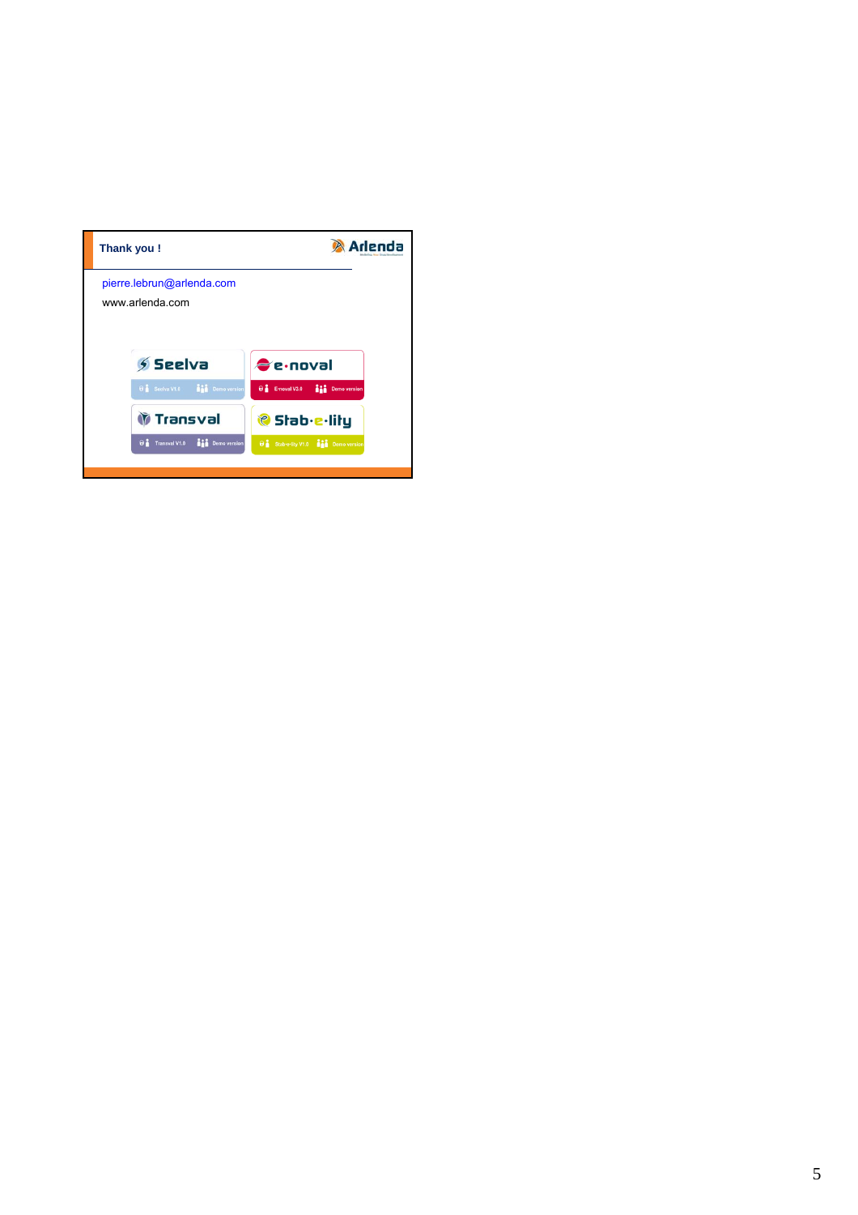## Thank you !

pierre.lebrun@arlenda.com

www.arlenda.com

Seelva

e·noval

Transval

Stab·e·lity